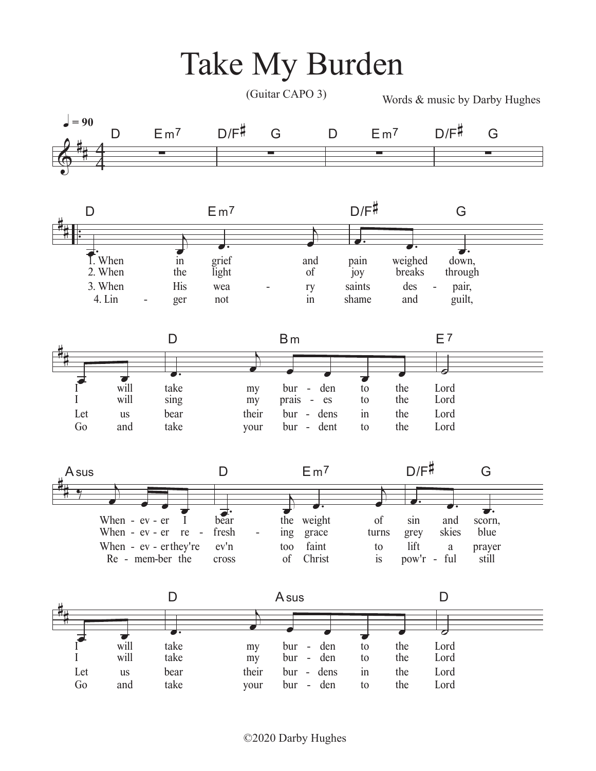# Take My Burden

(Guitar CAPO 3)

Words & music by Darby Hughes

♩ = 90

D Em7 D/F♯ G D Em7 D/F♯ G

D Em7 D/F♯ G

1. When in grief and pain weighed down,
2. When the light of joy breaks through
3. When His wea - ry saints des - pair,
4. Lin - ger not in shame and guilt,

D Bm E7

I will take my bur - den to the Lord
I will sing my prais - es to the Lord
Let us bear their bur - dens in the Lord
Go and take your bur - dent to the Lord

Asus D Em7 D/F♯ G

When - ev - er I bear the weight of sin and scorn,
When - ev - er re - fresh - ing grace turns grey skies blue
When - ev - er they're ev'n too faint to lift a prayer
Re - mem - ber the cross of Christ is pow'r - ful still

D Asus D

I will take my bur - den to the Lord
I will take my bur - den to the Lord
Let us bear their bur - dens in the Lord
Go and take your bur - den to the Lord

©2020 Darby Hughes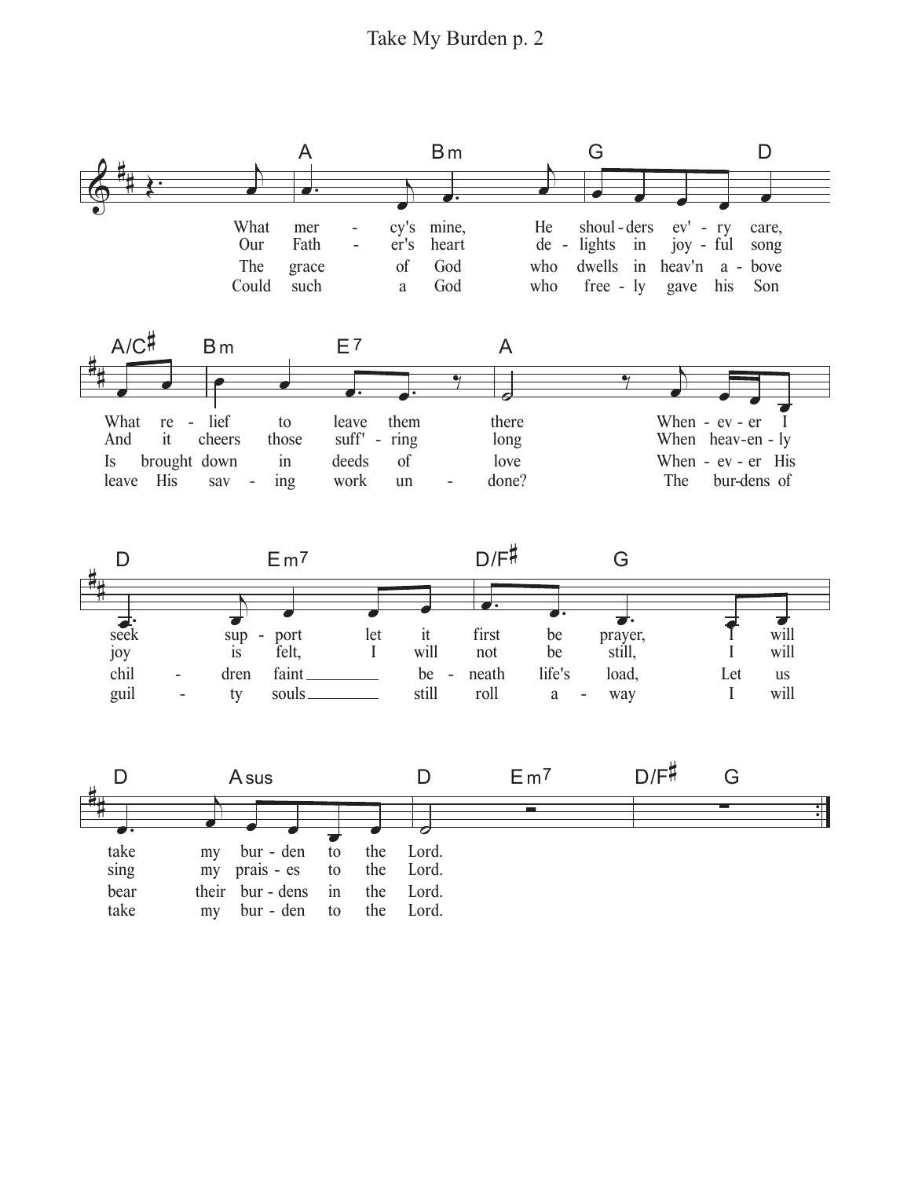A Bm G D

What mer - cy's mine, He shoul - ders ev' - ry care,
Our Fath - er's heart de - lights in joy - ful song
The grace of God who dwells in heav'n a - bove
Could such a God who free - ly gave his Son

A/C♯ Bm E7 A

What re - lief to leave them there When - ev - er I
And it cheers those suff' - ring long When heav - en - ly
Is brought down in deeds of love When - ev - er His
leave His sav - ing work un - done? The bur - dens of

D Em7 D/F♯ G

seek sup - port let it first be prayer, I will
joy is felt, I will not be still, I will
chil - dren faint be - neath life's load, Let us
guil - ty souls still roll a - way I will

D Asus D Em7 D/F♯ G

take my bur - den to the Lord.
sing my prais - es to the Lord.
bear their bur - dens in the Lord.
take my bur - den to the Lord.